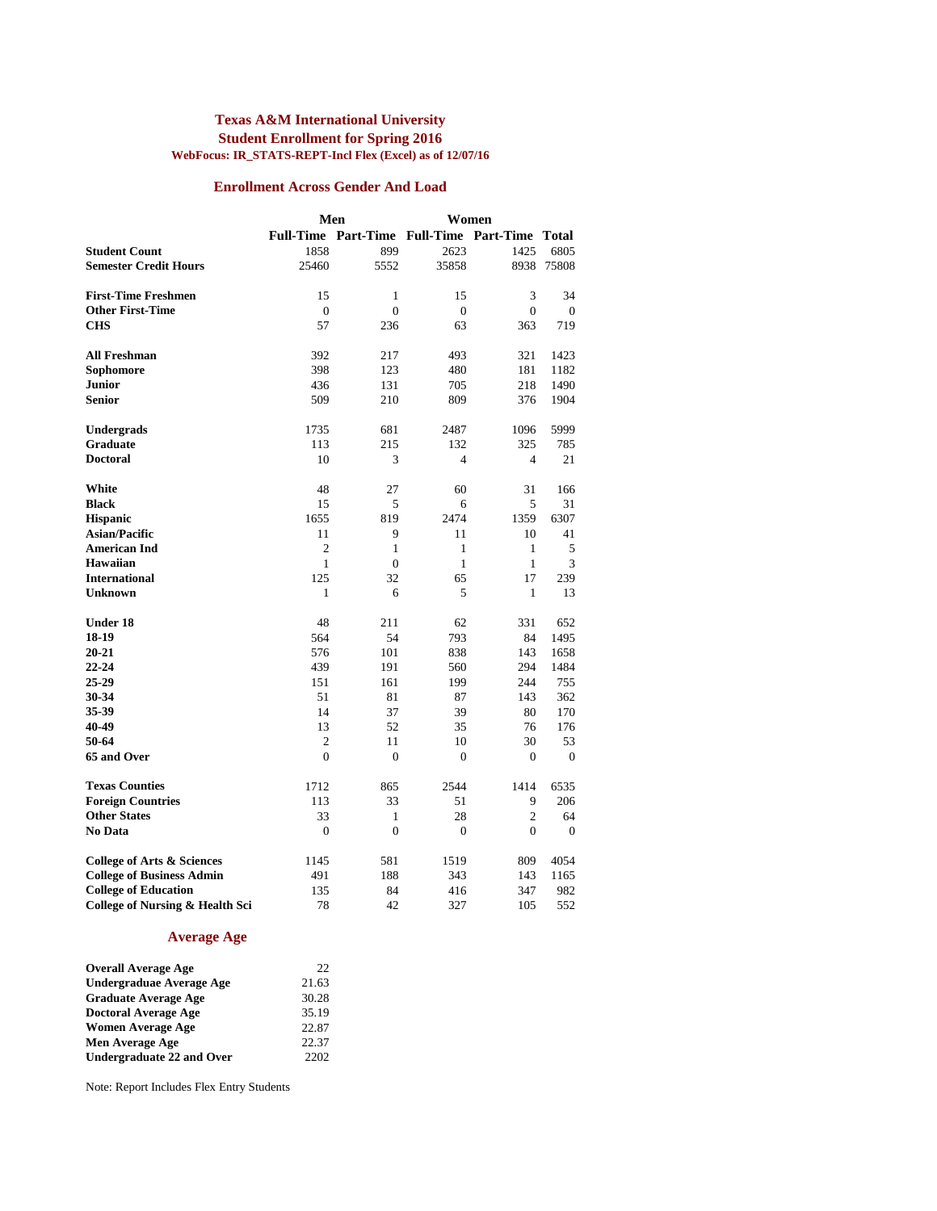# Texas A&M International University

## Student Enrollment for Spring 2016

### WebFocus: IR_STATS-REPT-Incl Flex (Excel) as of 12/07/16

## Enrollment Across Gender And Load

| | Men | | Women | | |
|---|---|---|---|---|---|
| | Full-Time | Part-Time | Full-Time | Part-Time | Total |
| **Student Count** | 1858 | 899 | 2623 | 1425 | 6805 |
| **Semester Credit Hours** | 25460 | 5552 | 35858 | 8938 | 75808 |
| | | | | | |
| **First-Time Freshmen** | 15 | 1 | 15 | 3 | 34 |
| **Other First-Time** | 0 | 0 | 0 | 0 | 0 |
| **CHS** | 57 | 236 | 63 | 363 | 719 |
| | | | | | |
| **All Freshman** | 392 | 217 | 493 | 321 | 1423 |
| **Sophomore** | 398 | 123 | 480 | 181 | 1182 |
| **Junior** | 436 | 131 | 705 | 218 | 1490 |
| **Senior** | 509 | 210 | 809 | 376 | 1904 |
| | | | | | |
| **Undergrads** | 1735 | 681 | 2487 | 1096 | 5999 |
| **Graduate** | 113 | 215 | 132 | 325 | 785 |
| **Doctoral** | 10 | 3 | 4 | 4 | 21 |
| | | | | | |
| **White** | 48 | 27 | 60 | 31 | 166 |
| **Black** | 15 | 5 | 6 | 5 | 31 |
| **Hispanic** | 1655 | 819 | 2474 | 1359 | 6307 |
| **Asian/Pacific** | 11 | 9 | 11 | 10 | 41 |
| **American Ind** | 2 | 1 | 1 | 1 | 5 |
| **Hawaiian** | 1 | 0 | 1 | 1 | 3 |
| **International** | 125 | 32 | 65 | 17 | 239 |
| **Unknown** | 1 | 6 | 5 | 1 | 13 |
| | | | | | |
| **Under 18** | 48 | 211 | 62 | 331 | 652 |
| **18-19** | 564 | 54 | 793 | 84 | 1495 |
| **20-21** | 576 | 101 | 838 | 143 | 1658 |
| **22-24** | 439 | 191 | 560 | 294 | 1484 |
| **25-29** | 151 | 161 | 199 | 244 | 755 |
| **30-34** | 51 | 81 | 87 | 143 | 362 |
| **35-39** | 14 | 37 | 39 | 80 | 170 |
| **40-49** | 13 | 52 | 35 | 76 | 176 |
| **50-64** | 2 | 11 | 10 | 30 | 53 |
| **65 and Over** | 0 | 0 | 0 | 0 | 0 |
| | | | | | |
| **Texas Counties** | 1712 | 865 | 2544 | 1414 | 6535 |
| **Foreign Countries** | 113 | 33 | 51 | 9 | 206 |
| **Other States** | 33 | 1 | 28 | 2 | 64 |
| **No Data** | 0 | 0 | 0 | 0 | 0 |
| | | | | | |
| **College of Arts & Sciences** | 1145 | 581 | 1519 | 809 | 4054 |
| **College of Business Admin** | 491 | 188 | 343 | 143 | 1165 |
| **College of Education** | 135 | 84 | 416 | 347 | 982 |
| **College of Nursing & Health Sci** | 78 | 42 | 327 | 105 | 552 |

## Average Age

| | |
|---|---|
| **Overall Average Age** | 22 |
| **Undergraduae Average Age** | 21.63 |
| **Graduate Average Age** | 30.28 |
| **Doctoral Average Age** | 35.19 |
| **Women Average Age** | 22.87 |
| **Men Average Age** | 22.37 |
| **Undergraduate 22 and Over** | 2202 |

Note: Report Includes Flex Entry Students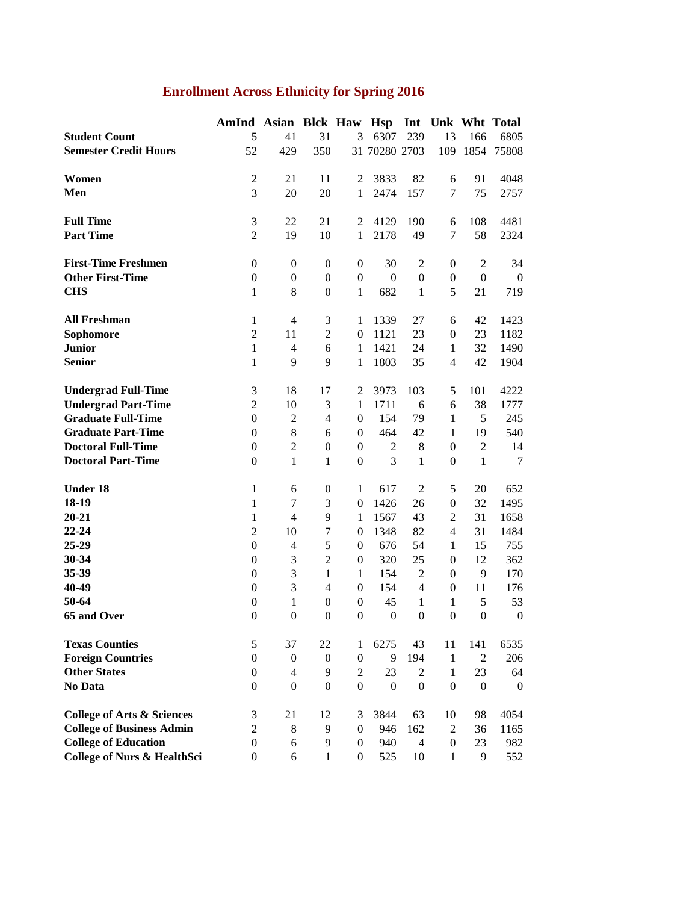## Enrollment Across Ethnicity for Spring 2016

| | AmInd | Asian | Blck | Haw | Hsp | Int | Unk | Wht | Total |
|---|---|---|---|---|---|---|---|---|---|
| **Student Count** | 5 | 41 | 31 | 3 | 6307 | 239 | 13 | 166 | 6805 |
| **Semester Credit Hours** | 52 | 429 | 350 | 31 | 70280 | 2703 | 109 | 1854 | 75808 |
| | | | | | | | | | |
| **Women** | 2 | 21 | 11 | 2 | 3833 | 82 | 6 | 91 | 4048 |
| **Men** | 3 | 20 | 20 | 1 | 2474 | 157 | 7 | 75 | 2757 |
| | | | | | | | | | |
| **Full Time** | 3 | 22 | 21 | 2 | 4129 | 190 | 6 | 108 | 4481 |
| **Part Time** | 2 | 19 | 10 | 1 | 2178 | 49 | 7 | 58 | 2324 |
| | | | | | | | | | |
| **First-Time Freshmen** | 0 | 0 | 0 | 0 | 30 | 2 | 0 | 2 | 34 |
| **Other First-Time** | 0 | 0 | 0 | 0 | 0 | 0 | 0 | 0 | 0 |
| **CHS** | 1 | 8 | 0 | 1 | 682 | 1 | 5 | 21 | 719 |
| | | | | | | | | | |
| **All Freshman** | 1 | 4 | 3 | 1 | 1339 | 27 | 6 | 42 | 1423 |
| **Sophomore** | 2 | 11 | 2 | 0 | 1121 | 23 | 0 | 23 | 1182 |
| **Junior** | 1 | 4 | 6 | 1 | 1421 | 24 | 1 | 32 | 1490 |
| **Senior** | 1 | 9 | 9 | 1 | 1803 | 35 | 4 | 42 | 1904 |
| | | | | | | | | | |
| **Undergrad Full-Time** | 3 | 18 | 17 | 2 | 3973 | 103 | 5 | 101 | 4222 |
| **Undergrad Part-Time** | 2 | 10 | 3 | 1 | 1711 | 6 | 6 | 38 | 1777 |
| **Graduate Full-Time** | 0 | 2 | 4 | 0 | 154 | 79 | 1 | 5 | 245 |
| **Graduate Part-Time** | 0 | 8 | 6 | 0 | 464 | 42 | 1 | 19 | 540 |
| **Doctoral Full-Time** | 0 | 2 | 0 | 0 | 2 | 8 | 0 | 2 | 14 |
| **Doctoral Part-Time** | 0 | 1 | 1 | 0 | 3 | 1 | 0 | 1 | 7 |
| | | | | | | | | | |
| **Under 18** | 1 | 6 | 0 | 1 | 617 | 2 | 5 | 20 | 652 |
| **18-19** | 1 | 7 | 3 | 0 | 1426 | 26 | 0 | 32 | 1495 |
| **20-21** | 1 | 4 | 9 | 1 | 1567 | 43 | 2 | 31 | 1658 |
| **22-24** | 2 | 10 | 7 | 0 | 1348 | 82 | 4 | 31 | 1484 |
| **25-29** | 0 | 4 | 5 | 0 | 676 | 54 | 1 | 15 | 755 |
| **30-34** | 0 | 3 | 2 | 0 | 320 | 25 | 0 | 12 | 362 |
| **35-39** | 0 | 3 | 1 | 1 | 154 | 2 | 0 | 9 | 170 |
| **40-49** | 0 | 3 | 4 | 0 | 154 | 4 | 0 | 11 | 176 |
| **50-64** | 0 | 1 | 0 | 0 | 45 | 1 | 1 | 5 | 53 |
| **65 and Over** | 0 | 0 | 0 | 0 | 0 | 0 | 0 | 0 | 0 |
| | | | | | | | | | |
| **Texas Counties** | 5 | 37 | 22 | 1 | 6275 | 43 | 11 | 141 | 6535 |
| **Foreign Countries** | 0 | 0 | 0 | 0 | 9 | 194 | 1 | 2 | 206 |
| **Other States** | 0 | 4 | 9 | 2 | 23 | 2 | 1 | 23 | 64 |
| **No Data** | 0 | 0 | 0 | 0 | 0 | 0 | 0 | 0 | 0 |
| | | | | | | | | | |
| **College of Arts & Sciences** | 3 | 21 | 12 | 3 | 3844 | 63 | 10 | 98 | 4054 |
| **College of Business Admin** | 2 | 8 | 9 | 0 | 946 | 162 | 2 | 36 | 1165 |
| **College of Education** | 0 | 6 | 9 | 0 | 940 | 4 | 0 | 23 | 982 |
| **College of Nurs & HealthSci** | 0 | 6 | 1 | 0 | 525 | 10 | 1 | 9 | 552 |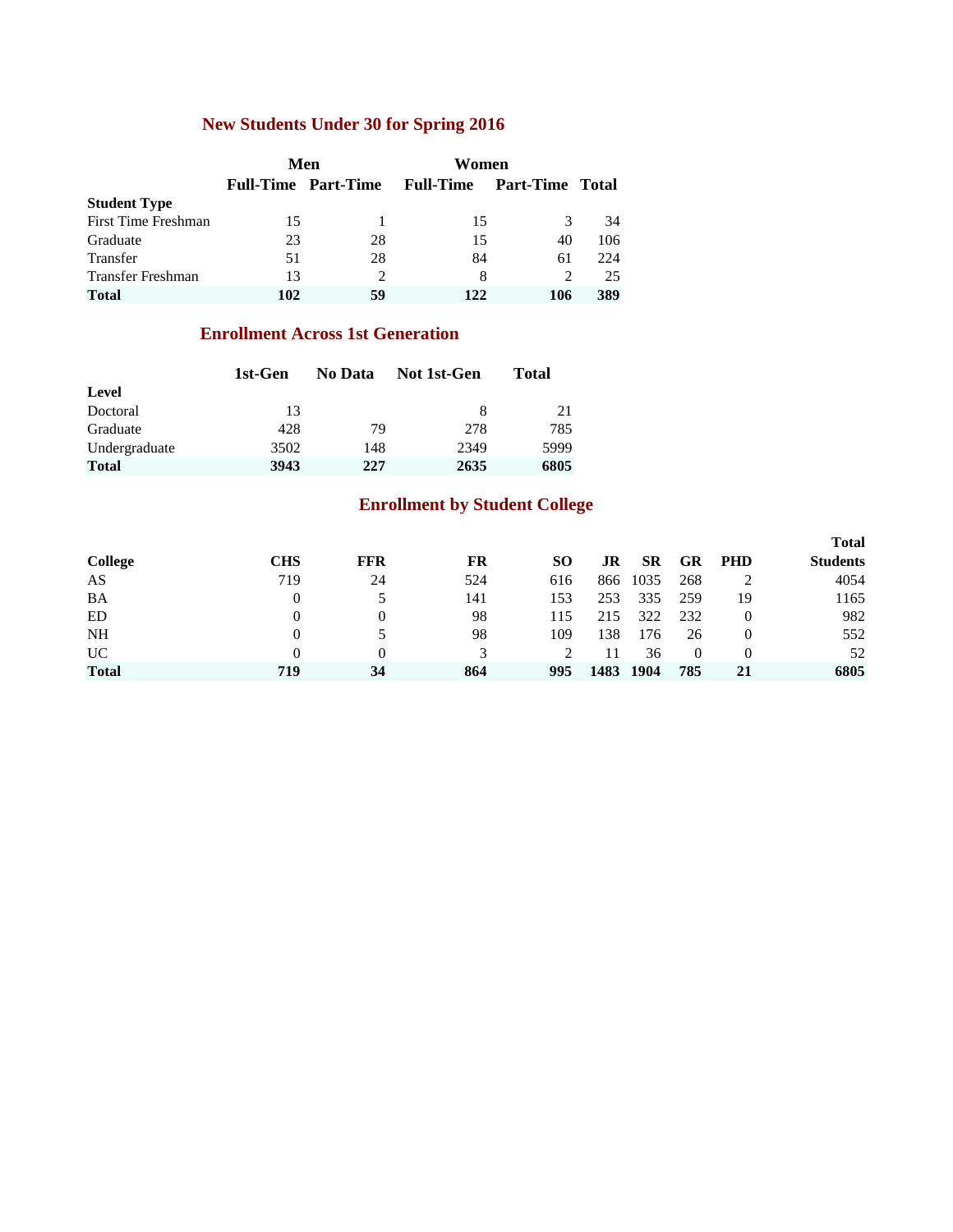## New Students Under 30 for Spring 2016

| | Men | | Women | | |
|---|---|---|---|---|---|
| | Full-Time | Part-Time | Full-Time | Part-Time | Total |
| **Student Type** | | | | | |
| First Time Freshman | 15 | 1 | 15 | 3 | 34 |
| Graduate | 23 | 28 | 15 | 40 | 106 |
| Transfer | 51 | 28 | 84 | 61 | 224 |
| Transfer Freshman | 13 | 2 | 8 | 2 | 25 |
| **Total** | **102** | **59** | **122** | **106** | **389** |

## Enrollment Across 1st Generation

| | 1st-Gen | No Data | Not 1st-Gen | Total |
|---|---|---|---|---|
| **Level** | | | | |
| Doctoral | 13 | | 8 | 21 |
| Graduate | 428 | 79 | 278 | 785 |
| Undergraduate | 3502 | 148 | 2349 | 5999 |
| **Total** | **3943** | **227** | **2635** | **6805** |

## Enrollment by Student College

| College | CHS | FFR | FR | SO | JR | SR | GR | PHD | Total Students |
|---|---|---|---|---|---|---|---|---|---|
| AS | 719 | 24 | 524 | 616 | 866 | 1035 | 268 | 2 | 4054 |
| BA | 0 | 5 | 141 | 153 | 253 | 335 | 259 | 19 | 1165 |
| ED | 0 | 0 | 98 | 115 | 215 | 322 | 232 | 0 | 982 |
| NH | 0 | 5 | 98 | 109 | 138 | 176 | 26 | 0 | 552 |
| UC | 0 | 0 | 3 | 2 | 11 | 36 | 0 | 0 | 52 |
| **Total** | **719** | **34** | **864** | **995** | **1483** | **1904** | **785** | **21** | **6805** |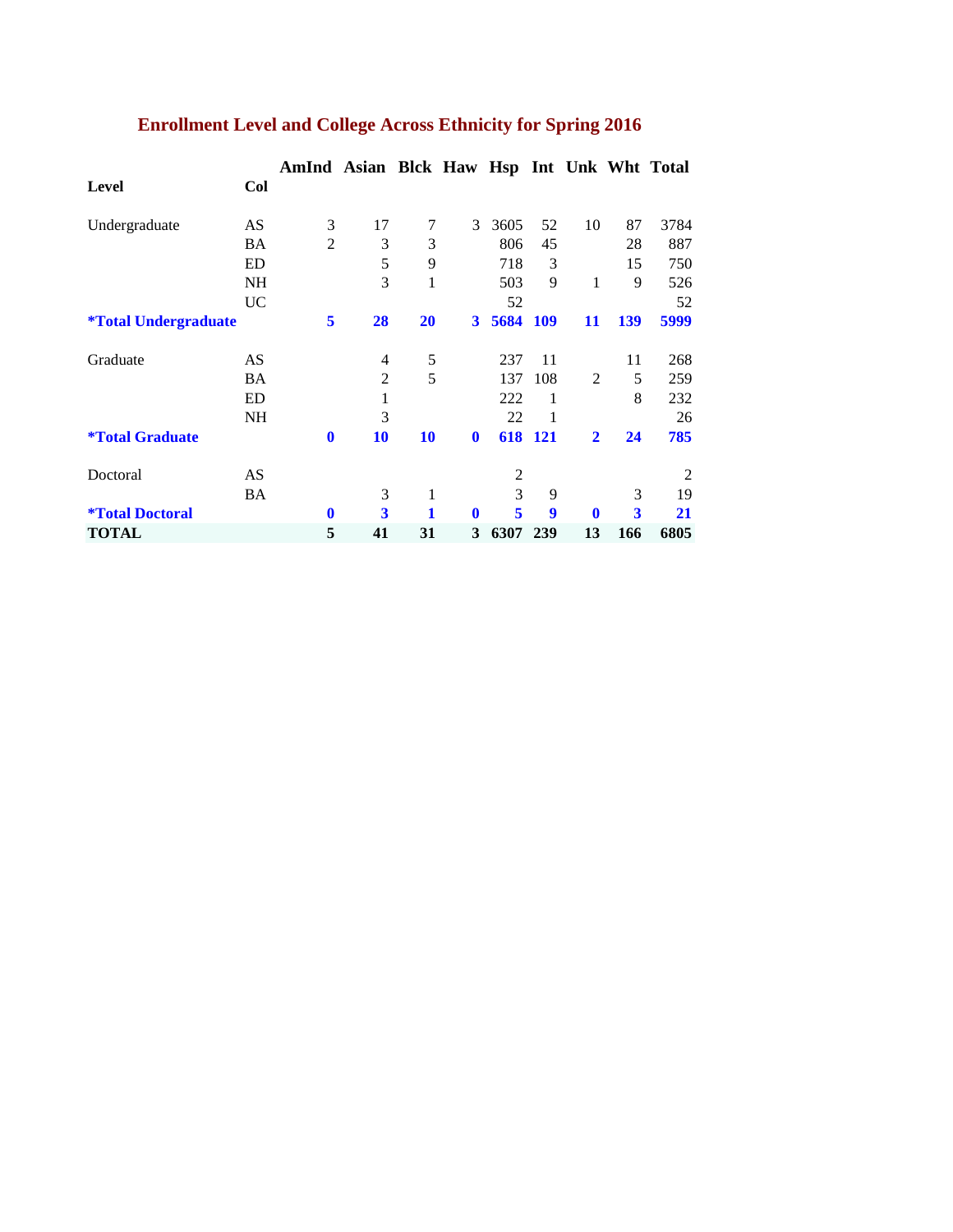## Enrollment Level and College Across Ethnicity for Spring 2016

| Level | Col | AmInd | Asian | Blck | Haw | Hsp | Int | Unk | Wht | Total |
|---|---|---|---|---|---|---|---|---|---|---|
| Undergraduate | AS | 3 | 17 | 7 | 3 | 3605 | 52 | 10 | 87 | 3784 |
| | BA | 2 | 3 | 3 | | 806 | 45 | | 28 | 887 |
| | ED | | 5 | 9 | | 718 | 3 | | 15 | 750 |
| | NH | | 3 | 1 | | 503 | 9 | 1 | 9 | 526 |
| | UC | | | | | 52 | | | | 52 |
| ***Total Undergraduate** | | **5** | **28** | **20** | **3** | **5684** | **109** | **11** | **139** | **5999** |
| Graduate | AS | | 4 | 5 | | 237 | 11 | | 11 | 268 |
| | BA | | 2 | 5 | | 137 | 108 | 2 | 5 | 259 |
| | ED | | 1 | | | 222 | 1 | | 8 | 232 |
| | NH | | 3 | | | 22 | 1 | | | 26 |
| ***Total Graduate** | | **0** | **10** | **10** | **0** | **618** | **121** | **2** | **24** | **785** |
| Doctoral | AS | | | | | 2 | | | | 2 |
| | BA | | 3 | 1 | | 3 | 9 | | 3 | 19 |
| ***Total Doctoral** | | **0** | **3** | **1** | **0** | **5** | **9** | **0** | **3** | **21** |
| **TOTAL** | | **5** | **41** | **31** | **3** | **6307** | **239** | **13** | **166** | **6805** |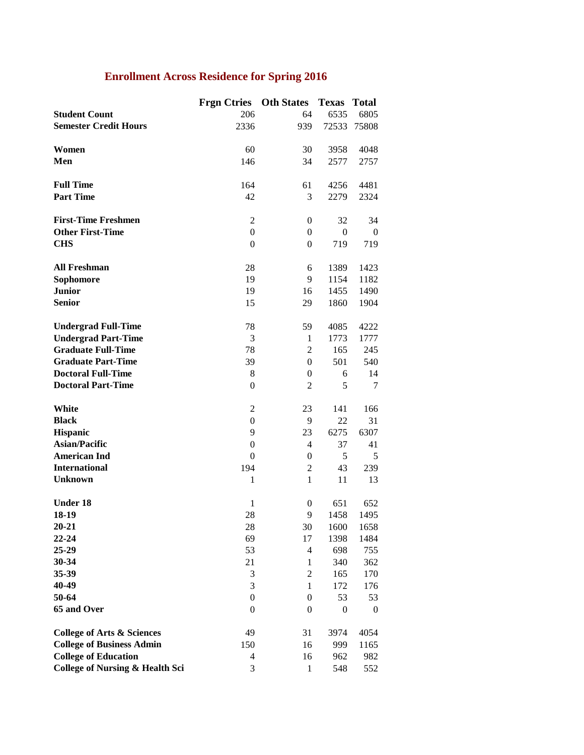## Enrollment Across Residence for Spring 2016

| | Frgn Ctries | Oth States | Texas | Total |
|---|---|---|---|---|
| **Student Count** | 206 | 64 | 6535 | 6805 |
| **Semester Credit Hours** | 2336 | 939 | 72533 | 75808 |
| | | | | |
| **Women** | 60 | 30 | 3958 | 4048 |
| **Men** | 146 | 34 | 2577 | 2757 |
| | | | | |
| **Full Time** | 164 | 61 | 4256 | 4481 |
| **Part Time** | 42 | 3 | 2279 | 2324 |
| | | | | |
| **First-Time Freshmen** | 2 | 0 | 32 | 34 |
| **Other First-Time** | 0 | 0 | 0 | 0 |
| **CHS** | 0 | 0 | 719 | 719 |
| | | | | |
| **All Freshman** | 28 | 6 | 1389 | 1423 |
| **Sophomore** | 19 | 9 | 1154 | 1182 |
| **Junior** | 19 | 16 | 1455 | 1490 |
| **Senior** | 15 | 29 | 1860 | 1904 |
| | | | | |
| **Undergrad Full-Time** | 78 | 59 | 4085 | 4222 |
| **Undergrad Part-Time** | 3 | 1 | 1773 | 1777 |
| **Graduate Full-Time** | 78 | 2 | 165 | 245 |
| **Graduate Part-Time** | 39 | 0 | 501 | 540 |
| **Doctoral Full-Time** | 8 | 0 | 6 | 14 |
| **Doctoral Part-Time** | 0 | 2 | 5 | 7 |
| | | | | |
| **White** | 2 | 23 | 141 | 166 |
| **Black** | 0 | 9 | 22 | 31 |
| **Hispanic** | 9 | 23 | 6275 | 6307 |
| **Asian/Pacific** | 0 | 4 | 37 | 41 |
| **American Ind** | 0 | 0 | 5 | 5 |
| **International** | 194 | 2 | 43 | 239 |
| **Unknown** | 1 | 1 | 11 | 13 |
| | | | | |
| **Under 18** | 1 | 0 | 651 | 652 |
| **18-19** | 28 | 9 | 1458 | 1495 |
| **20-21** | 28 | 30 | 1600 | 1658 |
| **22-24** | 69 | 17 | 1398 | 1484 |
| **25-29** | 53 | 4 | 698 | 755 |
| **30-34** | 21 | 1 | 340 | 362 |
| **35-39** | 3 | 2 | 165 | 170 |
| **40-49** | 3 | 1 | 172 | 176 |
| **50-64** | 0 | 0 | 53 | 53 |
| **65 and Over** | 0 | 0 | 0 | 0 |
| | | | | |
| **College of Arts & Sciences** | 49 | 31 | 3974 | 4054 |
| **College of Business Admin** | 150 | 16 | 999 | 1165 |
| **College of Education** | 4 | 16 | 962 | 982 |
| **College of Nursing & Health Sci** | 3 | 1 | 548 | 552 |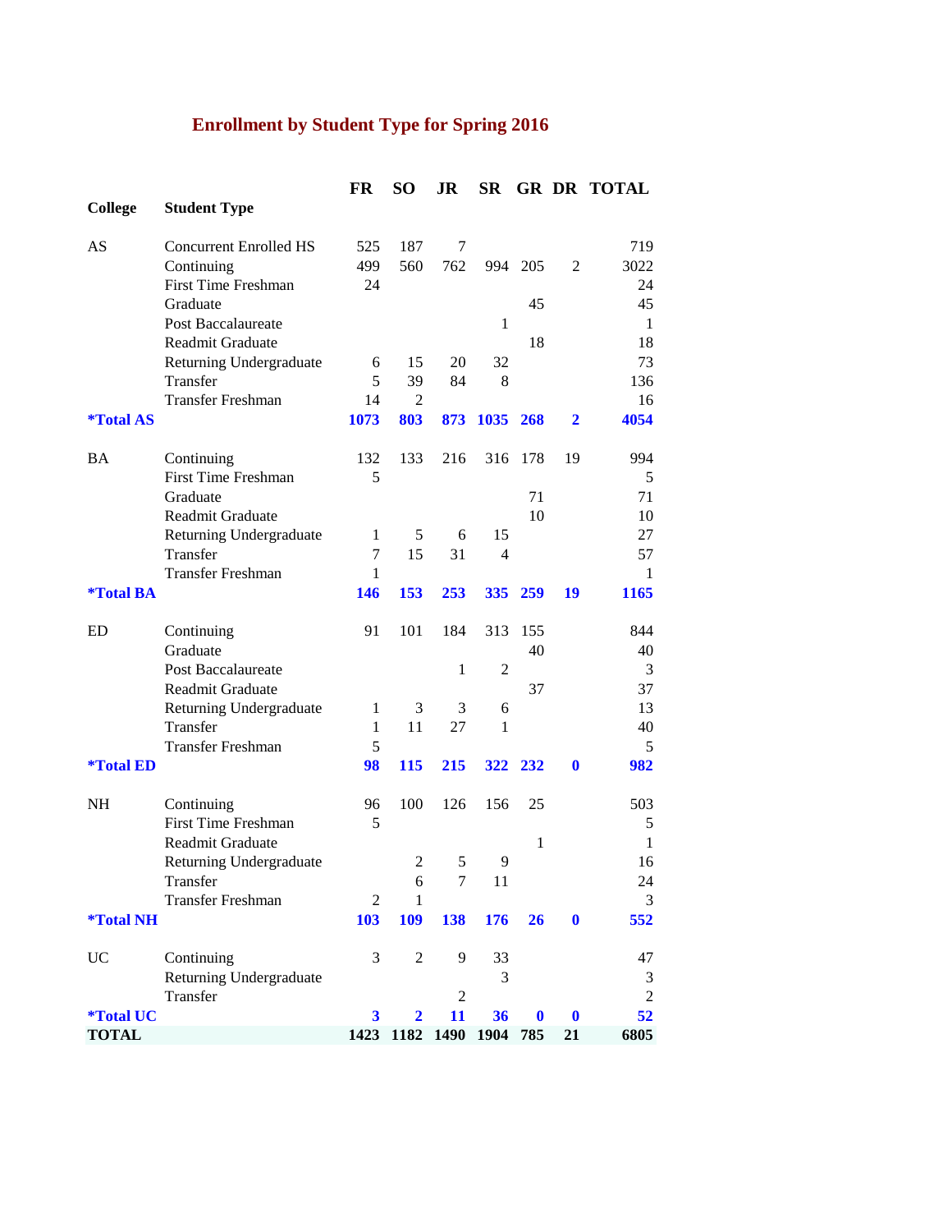## Enrollment by Student Type for Spring 2016

| College | Student Type | FR | SO | JR | SR | GR | DR | TOTAL |
|---|---|---|---|---|---|---|---|---|
| AS | Concurrent Enrolled HS | 525 | 187 | 7 | | | | 719 |
| | Continuing | 499 | 560 | 762 | 994 | 205 | 2 | 3022 |
| | First Time Freshman | 24 | | | | | | 24 |
| | Graduate | | | | | 45 | | 45 |
| | Post Baccalaureate | | | | 1 | | | 1 |
| | Readmit Graduate | | | | | 18 | | 18 |
| | Returning Undergraduate | 6 | 15 | 20 | 32 | | | 73 |
| | Transfer | 5 | 39 | 84 | 8 | | | 136 |
| | Transfer Freshman | 14 | 2 | | | | | 16 |
| ***Total AS** | | **1073** | **803** | **873** | **1035** | **268** | **2** | **4054** |
| BA | Continuing | 132 | 133 | 216 | 316 | 178 | 19 | 994 |
| | First Time Freshman | 5 | | | | | | 5 |
| | Graduate | | | | | 71 | | 71 |
| | Readmit Graduate | | | | | 10 | | 10 |
| | Returning Undergraduate | 1 | 5 | 6 | 15 | | | 27 |
| | Transfer | 7 | 15 | 31 | 4 | | | 57 |
| | Transfer Freshman | 1 | | | | | | 1 |
| ***Total BA** | | **146** | **153** | **253** | **335** | **259** | **19** | **1165** |
| ED | Continuing | 91 | 101 | 184 | 313 | 155 | | 844 |
| | Graduate | | | | | 40 | | 40 |
| | Post Baccalaureate | | | 1 | 2 | | | 3 |
| | Readmit Graduate | | | | | 37 | | 37 |
| | Returning Undergraduate | 1 | 3 | 3 | 6 | | | 13 |
| | Transfer | 1 | 11 | 27 | 1 | | | 40 |
| | Transfer Freshman | 5 | | | | | | 5 |
| ***Total ED** | | **98** | **115** | **215** | **322** | **232** | **0** | **982** |
| NH | Continuing | 96 | 100 | 126 | 156 | 25 | | 503 |
| | First Time Freshman | 5 | | | | | | 5 |
| | Readmit Graduate | | | | | 1 | | 1 |
| | Returning Undergraduate | | 2 | 5 | 9 | | | 16 |
| | Transfer | | 6 | 7 | 11 | | | 24 |
| | Transfer Freshman | 2 | 1 | | | | | 3 |
| ***Total NH** | | **103** | **109** | **138** | **176** | **26** | **0** | **552** |
| UC | Continuing | 3 | 2 | 9 | 33 | | | 47 |
| | Returning Undergraduate | | | | 3 | | | 3 |
| | Transfer | | | 2 | | | | 2 |
| ***Total UC** | | **3** | **2** | **11** | **36** | **0** | **0** | **52** |
| **TOTAL** | | **1423** | **1182** | **1490** | **1904** | **785** | **21** | **6805** |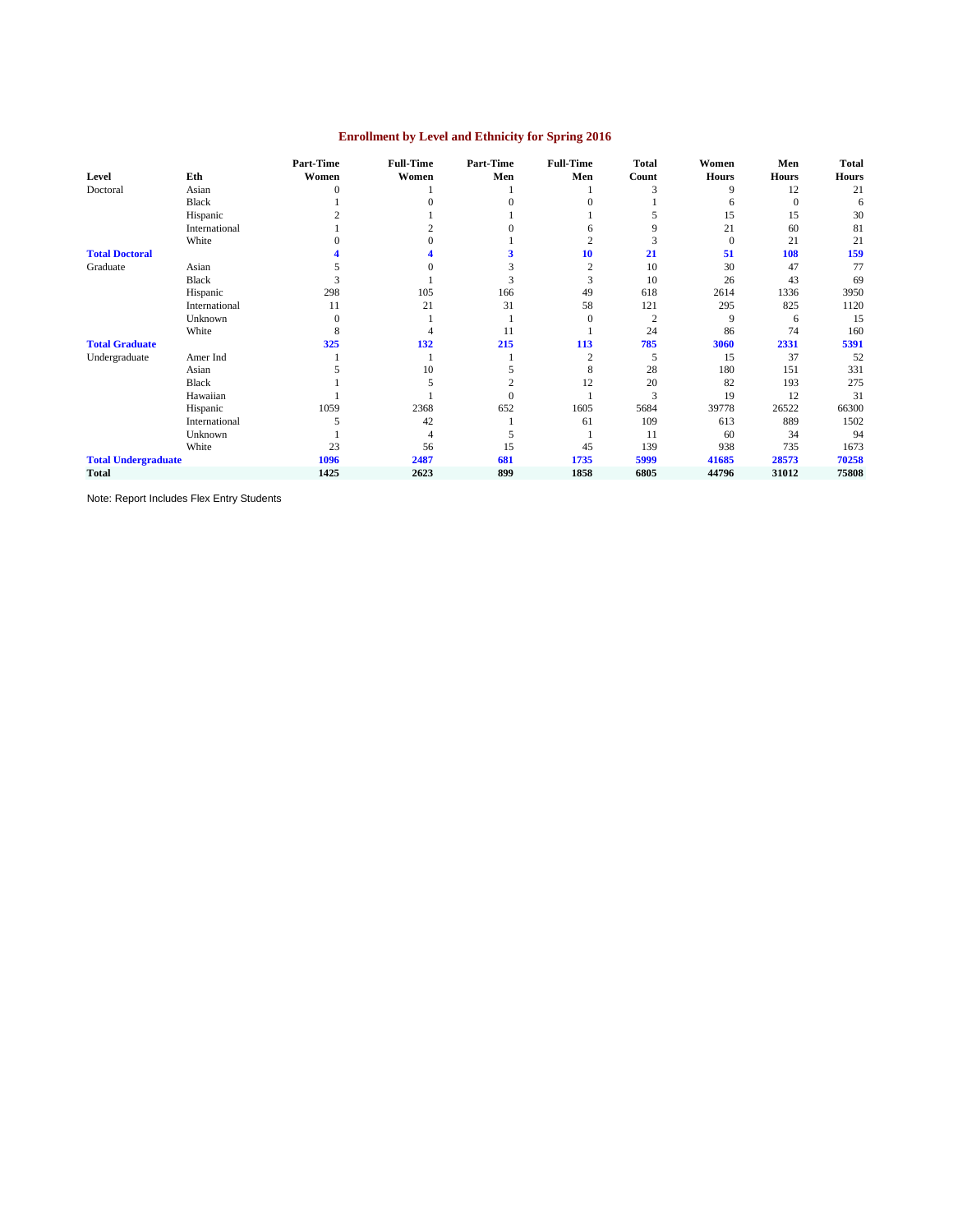## Enrollment by Level and Ethnicity for Spring 2016

| Level | Eth | Part-Time Women | Full-Time Women | Part-Time Men | Full-Time Men | Total Count | Women Hours | Men Hours | Total Hours |
|---|---|---|---|---|---|---|---|---|---|
| Doctoral | Asian | 0 | 1 | 1 | 1 | 3 | 9 | 12 | 21 |
| | Black | 1 | 0 | 0 | 0 | 1 | 6 | 0 | 6 |
| | Hispanic | 2 | 1 | 1 | 1 | 5 | 15 | 15 | 30 |
| | International | 1 | 2 | 0 | 6 | 9 | 21 | 60 | 81 |
| | White | 0 | 0 | 1 | 2 | 3 | 0 | 21 | 21 |
| **Total Doctoral** | | **4** | **4** | **3** | **10** | **21** | **51** | **108** | **159** |
| Graduate | Asian | 5 | 0 | 3 | 2 | 10 | 30 | 47 | 77 |
| | Black | 3 | 1 | 3 | 3 | 10 | 26 | 43 | 69 |
| | Hispanic | 298 | 105 | 166 | 49 | 618 | 2614 | 1336 | 3950 |
| | International | 11 | 21 | 31 | 58 | 121 | 295 | 825 | 1120 |
| | Unknown | 0 | 1 | 1 | 0 | 2 | 9 | 6 | 15 |
| | White | 8 | 4 | 11 | 1 | 24 | 86 | 74 | 160 |
| **Total Graduate** | | **325** | **132** | **215** | **113** | **785** | **3060** | **2331** | **5391** |
| Undergraduate | Amer Ind | 1 | 1 | 1 | 2 | 5 | 15 | 37 | 52 |
| | Asian | 5 | 10 | 5 | 8 | 28 | 180 | 151 | 331 |
| | Black | 1 | 5 | 2 | 12 | 20 | 82 | 193 | 275 |
| | Hawaiian | 1 | 1 | 0 | 1 | 3 | 19 | 12 | 31 |
| | Hispanic | 1059 | 2368 | 652 | 1605 | 5684 | 39778 | 26522 | 66300 |
| | International | 5 | 42 | 1 | 61 | 109 | 613 | 889 | 1502 |
| | Unknown | 1 | 4 | 5 | 1 | 11 | 60 | 34 | 94 |
| | White | 23 | 56 | 15 | 45 | 139 | 938 | 735 | 1673 |
| **Total Undergraduate** | | **1096** | **2487** | **681** | **1735** | **5999** | **41685** | **28573** | **70258** |
| **Total** | | **1425** | **2623** | **899** | **1858** | **6805** | **44796** | **31012** | **75808** |

Note: Report Includes Flex Entry Students